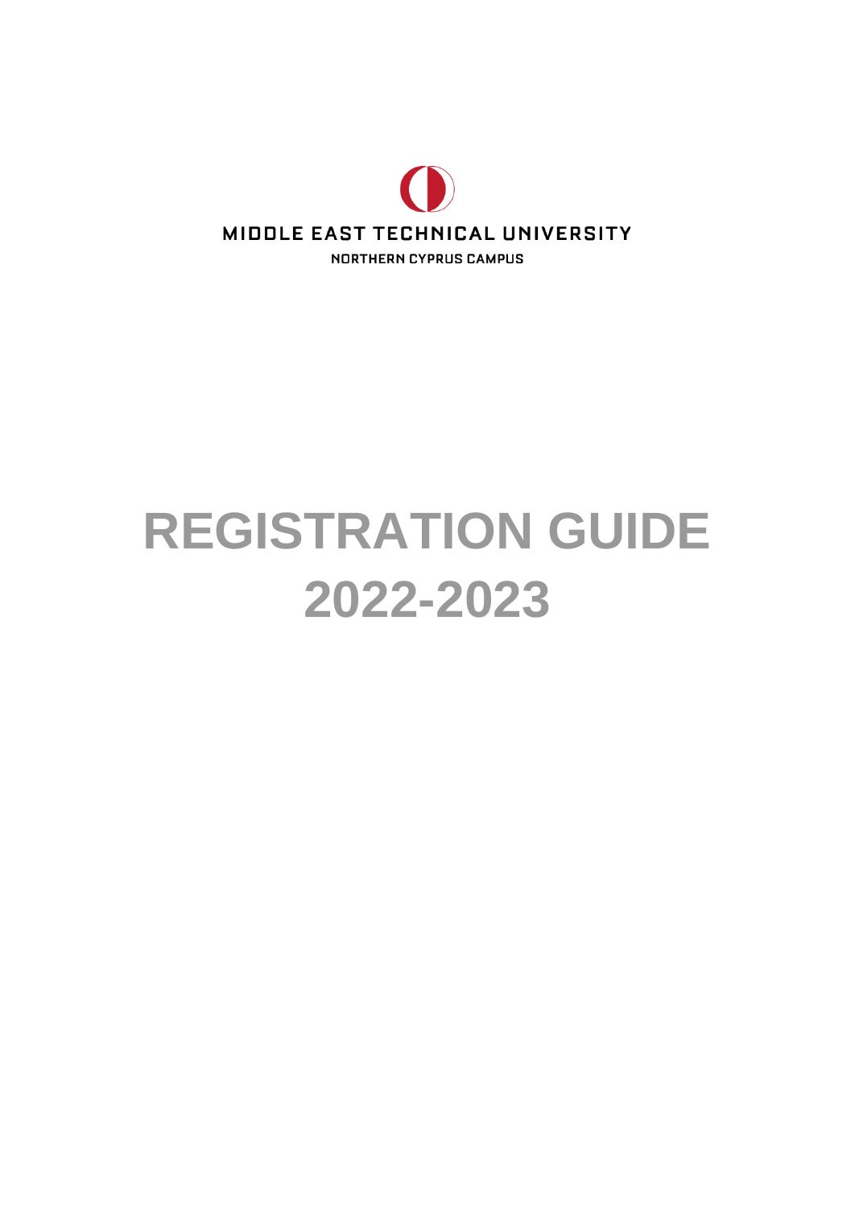MIDDLE EAST TECHNICAL UNIVERSITY

NORTHERN CYPRUS CAMPUS

# REGISTRATION GUIDE 2022-2023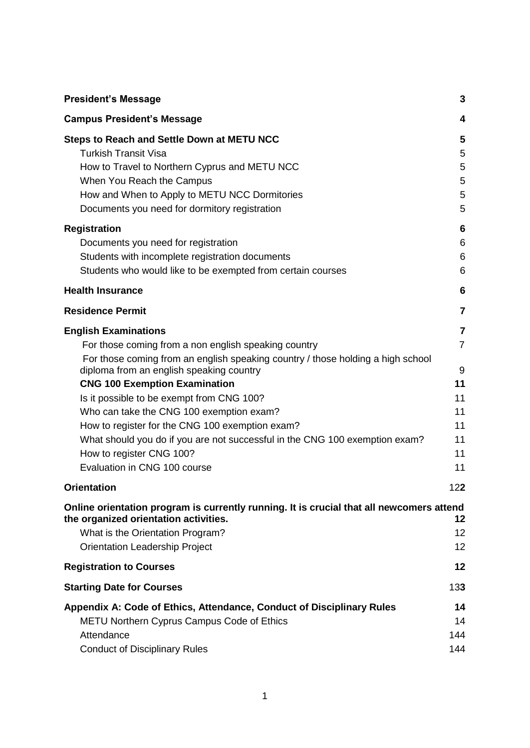| | |
|---|---|
| **President's Message** | **3** |
| **Campus President's Message** | **4** |
| **Steps to Reach and Settle Down at METU NCC** | **5** |
| Turkish Transit Visa | 5 |
| How to Travel to Northern Cyprus and METU NCC | 5 |
| When You Reach the Campus | 5 |
| How and When to Apply to METU NCC Dormitories | 5 |
| Documents you need for dormitory registration | 5 |
| **Registration** | **6** |
| Documents you need for registration | 6 |
| Students with incomplete registration documents | 6 |
| Students who would like to be exempted from certain courses | 6 |
| **Health Insurance** | **6** |
| **Residence Permit** | **7** |
| **English Examinations** | **7** |
| For those coming from a non english speaking country | 7 |
| For those coming from an english speaking country / those holding a high school diploma from an english speaking country | 9 |
| **CNG 100 Exemption Examination** | **11** |
| Is it possible to be exempt from CNG 100? | 11 |
| Who can take the CNG 100 exemption exam? | 11 |
| How to register for the CNG 100 exemption exam? | 11 |
| What should you do if you are not successful in the CNG 100 exemption exam? | 11 |
| How to register CNG 100? | 11 |
| Evaluation in CNG 100 course | 11 |
| **Orientation** | 12**2** |
| **Online orientation program is currently running. It is crucial that all newcomers attend the organized orientation activities.** | **12** |
| What is the Orientation Program? | 12 |
| Orientation Leadership Project | 12 |
| **Registration to Courses** | **12** |
| **Starting Date for Courses** | 13**3** |
| **Appendix A: Code of Ethics, Attendance, Conduct of Disciplinary Rules** | **14** |
| METU Northern Cyprus Campus Code of Ethics | 14 |
| Attendance | 144 |
| Conduct of Disciplinary Rules | 144 |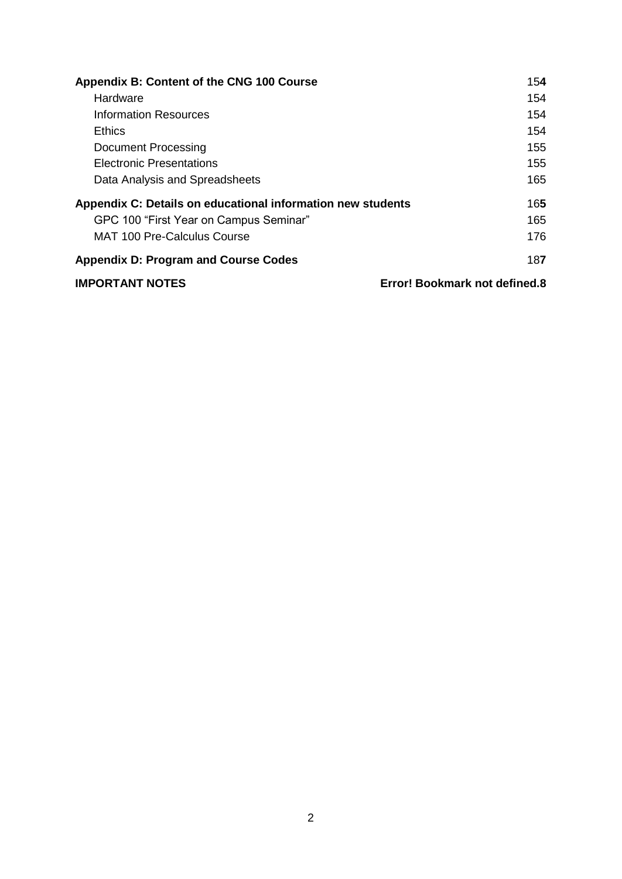**Appendix B: Content of the CNG 100 Course** 15**4**

Hardware 154

Information Resources 154

Ethics 154

Document Processing 155

Electronic Presentations 155

Data Analysis and Spreadsheets 165

**Appendix C: Details on educational information new students** 16**5**

GPC 100 "First Year on Campus Seminar" 165

MAT 100 Pre-Calculus Course 176

**Appendix D: Program and Course Codes** 18**7**

**IMPORTANT NOTES** **Error! Bookmark not defined.8**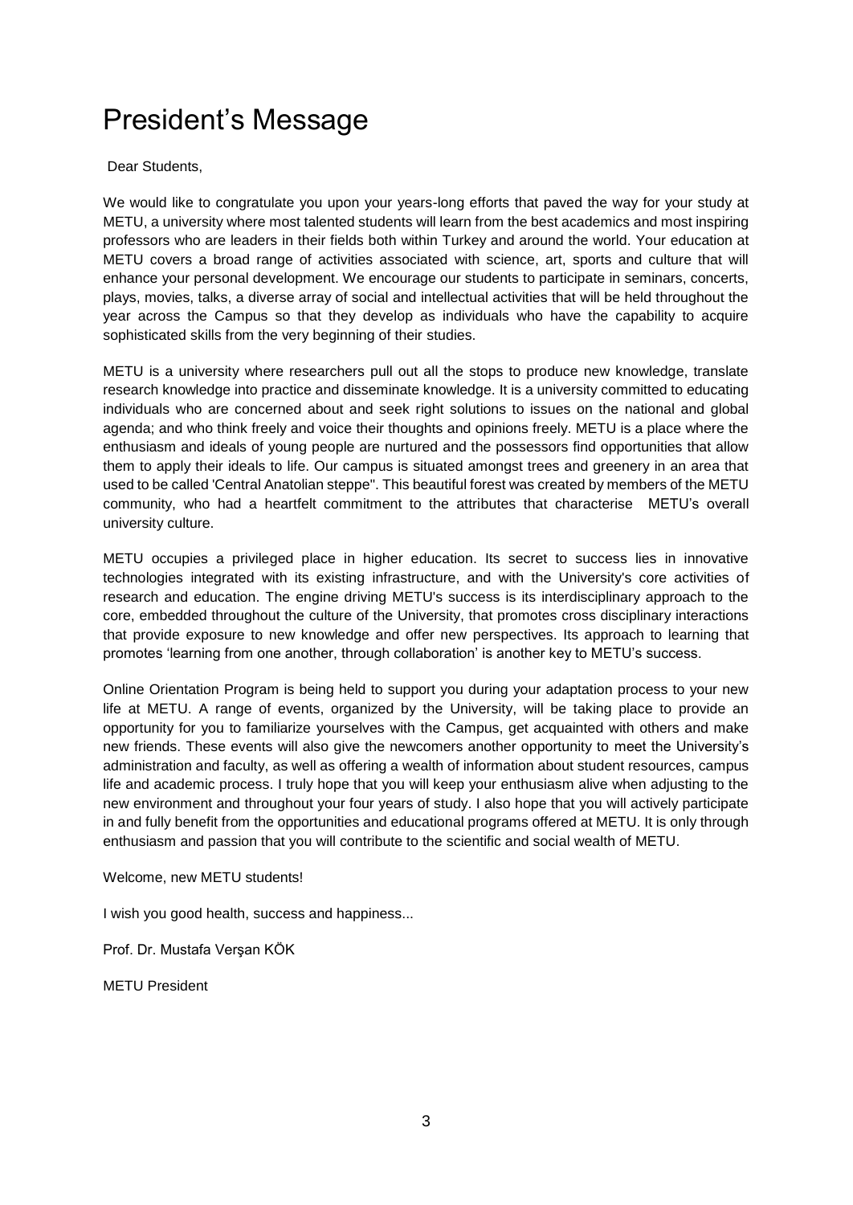# President's Message

Dear Students,

We would like to congratulate you upon your years-long efforts that paved the way for your study at METU, a university where most talented students will learn from the best academics and most inspiring professors who are leaders in their fields both within Turkey and around the world. Your education at METU covers a broad range of activities associated with science, art, sports and culture that will enhance your personal development. We encourage our students to participate in seminars, concerts, plays, movies, talks, a diverse array of social and intellectual activities that will be held throughout the year across the Campus so that they develop as individuals who have the capability to acquire sophisticated skills from the very beginning of their studies.

METU is a university where researchers pull out all the stops to produce new knowledge, translate research knowledge into practice and disseminate knowledge. It is a university committed to educating individuals who are concerned about and seek right solutions to issues on the national and global agenda; and who think freely and voice their thoughts and opinions freely. METU is a place where the enthusiasm and ideals of young people are nurtured and the possessors find opportunities that allow them to apply their ideals to life. Our campus is situated amongst trees and greenery in an area that used to be called 'Central Anatolian steppe". This beautiful forest was created by members of the METU community, who had a heartfelt commitment to the attributes that characterise METU's overall university culture.

METU occupies a privileged place in higher education. Its secret to success lies in innovative technologies integrated with its existing infrastructure, and with the University's core activities of research and education. The engine driving METU's success is its interdisciplinary approach to the core, embedded throughout the culture of the University, that promotes cross disciplinary interactions that provide exposure to new knowledge and offer new perspectives. Its approach to learning that promotes 'learning from one another, through collaboration' is another key to METU's success.

Online Orientation Program is being held to support you during your adaptation process to your new life at METU. A range of events, organized by the University, will be taking place to provide an opportunity for you to familiarize yourselves with the Campus, get acquainted with others and make new friends. These events will also give the newcomers another opportunity to meet the University's administration and faculty, as well as offering a wealth of information about student resources, campus life and academic process. I truly hope that you will keep your enthusiasm alive when adjusting to the new environment and throughout your four years of study. I also hope that you will actively participate in and fully benefit from the opportunities and educational programs offered at METU. It is only through enthusiasm and passion that you will contribute to the scientific and social wealth of METU.

Welcome, new METU students!

I wish you good health, success and happiness...

Prof. Dr. Mustafa Verşan KÖK

METU President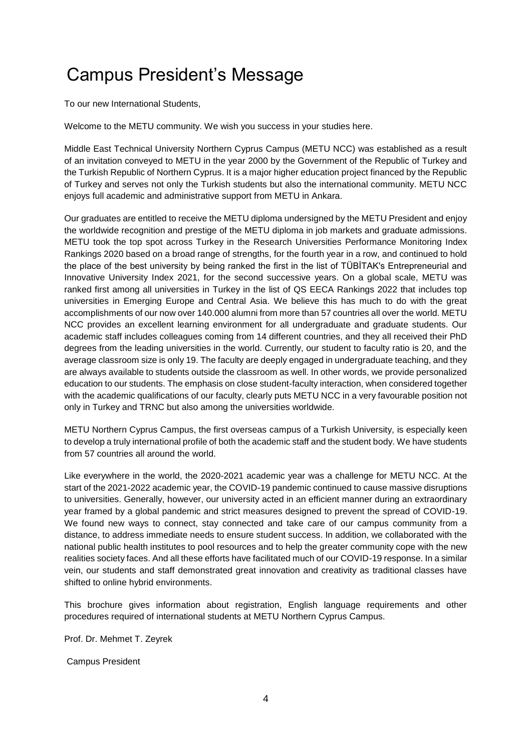# Campus President's Message

To our new International Students,

Welcome to the METU community. We wish you success in your studies here.

Middle East Technical University Northern Cyprus Campus (METU NCC) was established as a result of an invitation conveyed to METU in the year 2000 by the Government of the Republic of Turkey and the Turkish Republic of Northern Cyprus. It is a major higher education project financed by the Republic of Turkey and serves not only the Turkish students but also the international community. METU NCC enjoys full academic and administrative support from METU in Ankara.

Our graduates are entitled to receive the METU diploma undersigned by the METU President and enjoy the worldwide recognition and prestige of the METU diploma in job markets and graduate admissions. METU took the top spot across Turkey in the Research Universities Performance Monitoring Index Rankings 2020 based on a broad range of strengths, for the fourth year in a row, and continued to hold the place of the best university by being ranked the first in the list of TÜBİTAK's Entrepreneurial and Innovative University Index 2021, for the second successive years. On a global scale, METU was ranked first among all universities in Turkey in the list of QS EECA Rankings 2022 that includes top universities in Emerging Europe and Central Asia. We believe this has much to do with the great accomplishments of our now over 140.000 alumni from more than 57 countries all over the world. METU NCC provides an excellent learning environment for all undergraduate and graduate students. Our academic staff includes colleagues coming from 14 different countries, and they all received their PhD degrees from the leading universities in the world. Currently, our student to faculty ratio is 20, and the average classroom size is only 19. The faculty are deeply engaged in undergraduate teaching, and they are always available to students outside the classroom as well. In other words, we provide personalized education to our students. The emphasis on close student-faculty interaction, when considered together with the academic qualifications of our faculty, clearly puts METU NCC in a very favourable position not only in Turkey and TRNC but also among the universities worldwide.

METU Northern Cyprus Campus, the first overseas campus of a Turkish University, is especially keen to develop a truly international profile of both the academic staff and the student body. We have students from 57 countries all around the world.

Like everywhere in the world, the 2020-2021 academic year was a challenge for METU NCC. At the start of the 2021-2022 academic year, the COVID-19 pandemic continued to cause massive disruptions to universities. Generally, however, our university acted in an efficient manner during an extraordinary year framed by a global pandemic and strict measures designed to prevent the spread of COVID-19. We found new ways to connect, stay connected and take care of our campus community from a distance, to address immediate needs to ensure student success. In addition, we collaborated with the national public health institutes to pool resources and to help the greater community cope with the new realities society faces. And all these efforts have facilitated much of our COVID-19 response. In a similar vein, our students and staff demonstrated great innovation and creativity as traditional classes have shifted to online hybrid environments.

This brochure gives information about registration, English language requirements and other procedures required of international students at METU Northern Cyprus Campus.

Prof. Dr. Mehmet T. Zeyrek

Campus President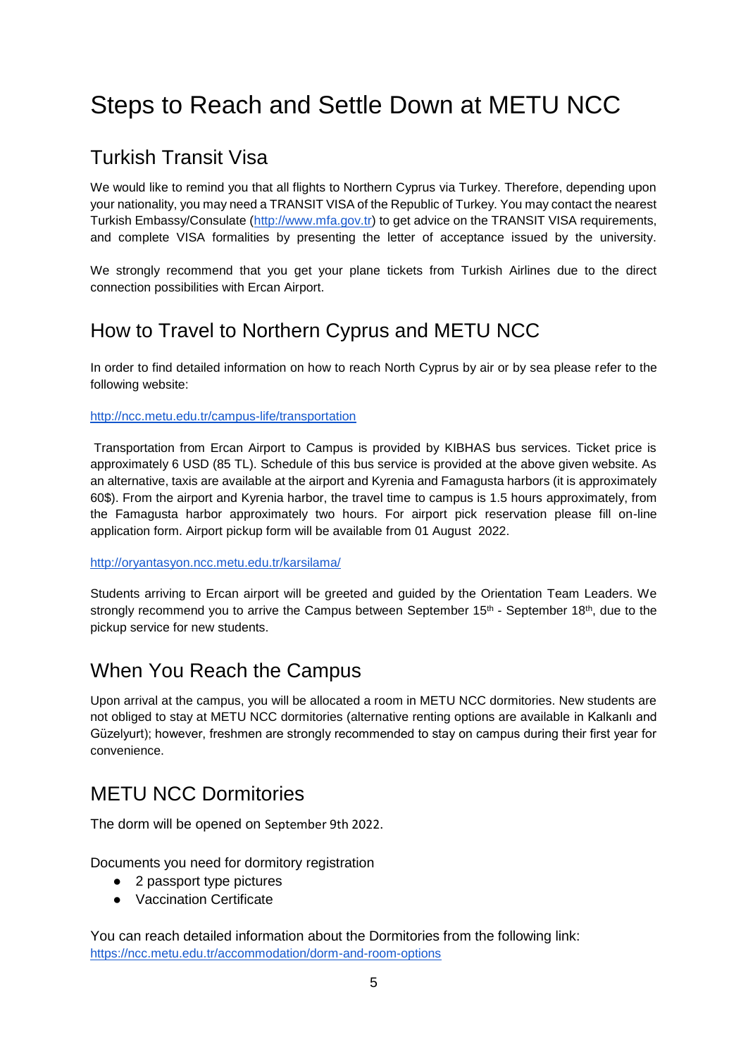# Steps to Reach and Settle Down at METU NCC

## Turkish Transit Visa

We would like to remind you that all flights to Northern Cyprus via Turkey. Therefore, depending upon your nationality, you may need a TRANSIT VISA of the Republic of Turkey. You may contact the nearest Turkish Embassy/Consulate (http://www.mfa.gov.tr) to get advice on the TRANSIT VISA requirements, and complete VISA formalities by presenting the letter of acceptance issued by the university.

We strongly recommend that you get your plane tickets from Turkish Airlines due to the direct connection possibilities with Ercan Airport.

## How to Travel to Northern Cyprus and METU NCC

In order to find detailed information on how to reach North Cyprus by air or by sea please refer to the following website:

http://ncc.metu.edu.tr/campus-life/transportation

Transportation from Ercan Airport to Campus is provided by KIBHAS bus services. Ticket price is approximately 6 USD (85 TL). Schedule of this bus service is provided at the above given website. As an alternative, taxis are available at the airport and Kyrenia and Famagusta harbors (it is approximately 60$). From the airport and Kyrenia harbor, the travel time to campus is 1.5 hours approximately, from the Famagusta harbor approximately two hours. For airport pick reservation please fill on-line application form. Airport pickup form will be available from 01 August 2022.

http://oryantasyon.ncc.metu.edu.tr/karsilama/

Students arriving to Ercan airport will be greeted and guided by the Orientation Team Leaders. We strongly recommend you to arrive the Campus between September 15th - September 18th, due to the pickup service for new students.

## When You Reach the Campus

Upon arrival at the campus, you will be allocated a room in METU NCC dormitories. New students are not obliged to stay at METU NCC dormitories (alternative renting options are available in Kalkanlı and Güzelyurt); however, freshmen are strongly recommended to stay on campus during their first year for convenience.

## METU NCC Dormitories

The dorm will be opened on September 9th 2022.

Documents you need for dormitory registration

- 2 passport type pictures
- Vaccination Certificate

You can reach detailed information about the Dormitories from the following link:
https://ncc.metu.edu.tr/accommodation/dorm-and-room-options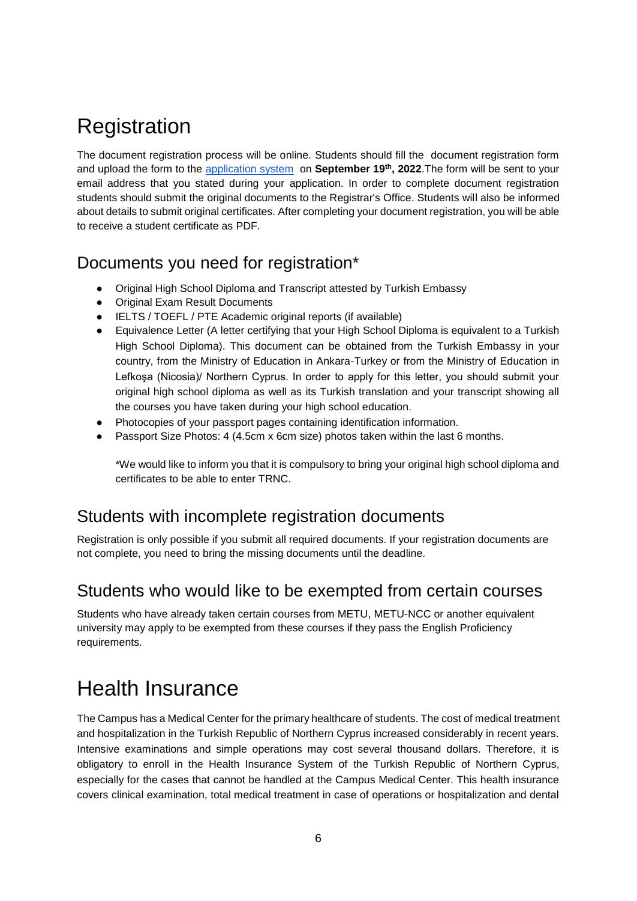# Registration

The document registration process will be online. Students should fill the document registration form and upload the form to the [application system](application system) on **September 19th, 2022**.The form will be sent to your email address that you stated during your application. In order to complete document registration students should submit the original documents to the Registrar's Office. Students will also be informed about details to submit original certificates. After completing your document registration, you will be able to receive a student certificate as PDF.

## Documents you need for registration*

- Original High School Diploma and Transcript attested by Turkish Embassy
- Original Exam Result Documents
- IELTS / TOEFL / PTE Academic original reports (if available)
- Equivalence Letter (A letter certifying that your High School Diploma is equivalent to a Turkish High School Diploma). This document can be obtained from the Turkish Embassy in your country, from the Ministry of Education in Ankara-Turkey or from the Ministry of Education in Lefkoşa (Nicosia)/ Northern Cyprus. In order to apply for this letter, you should submit your original high school diploma as well as its Turkish translation and your transcript showing all the courses you have taken during your high school education.
- Photocopies of your passport pages containing identification information.
- Passport Size Photos: 4 (4.5cm x 6cm size) photos taken within the last 6 months.

*We would like to inform you that it is compulsory to bring your original high school diploma and certificates to be able to enter TRNC.

## Students with incomplete registration documents

Registration is only possible if you submit all required documents. If your registration documents are not complete, you need to bring the missing documents until the deadline.

## Students who would like to be exempted from certain courses

Students who have already taken certain courses from METU, METU-NCC or another equivalent university may apply to be exempted from these courses if they pass the English Proficiency requirements.

# Health Insurance

The Campus has a Medical Center for the primary healthcare of students. The cost of medical treatment and hospitalization in the Turkish Republic of Northern Cyprus increased considerably in recent years. Intensive examinations and simple operations may cost several thousand dollars. Therefore, it is obligatory to enroll in the Health Insurance System of the Turkish Republic of Northern Cyprus, especially for the cases that cannot be handled at the Campus Medical Center. This health insurance covers clinical examination, total medical treatment in case of operations or hospitalization and dental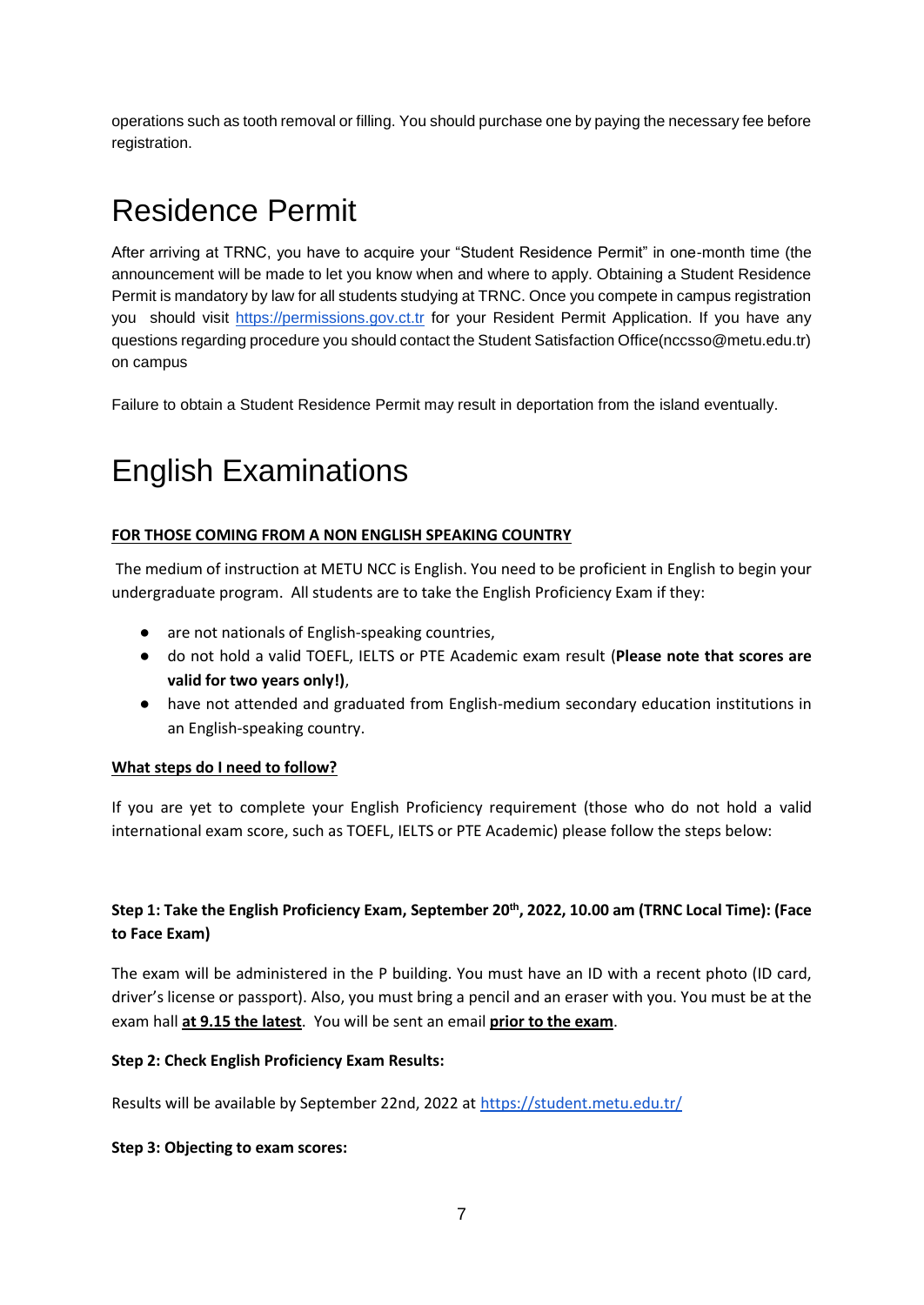operations such as tooth removal or filling. You should purchase one by paying the necessary fee before registration.

# Residence Permit

After arriving at TRNC, you have to acquire your "Student Residence Permit" in one-month time (the announcement will be made to let you know when and where to apply. Obtaining a Student Residence Permit is mandatory by law for all students studying at TRNC. Once you compete in campus registration you should visit https://permissions.gov.ct.tr for your Resident Permit Application. If you have any questions regarding procedure you should contact the Student Satisfaction Office(nccsso@metu.edu.tr) on campus

Failure to obtain a Student Residence Permit may result in deportation from the island eventually.

# English Examinations

**FOR THOSE COMING FROM A NON ENGLISH SPEAKING COUNTRY**

The medium of instruction at METU NCC is English. You need to be proficient in English to begin your undergraduate program. All students are to take the English Proficiency Exam if they:

- are not nationals of English-speaking countries,
- do not hold a valid TOEFL, IELTS or PTE Academic exam result (**Please note that scores are valid for two years only!)**,
- have not attended and graduated from English-medium secondary education institutions in an English-speaking country.

**What steps do I need to follow?**

If you are yet to complete your English Proficiency requirement (those who do not hold a valid international exam score, such as TOEFL, IELTS or PTE Academic) please follow the steps below:

**Step 1: Take the English Proficiency Exam, September 20th, 2022, 10.00 am (TRNC Local Time): (Face to Face Exam)**

The exam will be administered in the P building. You must have an ID with a recent photo (ID card, driver's license or passport). Also, you must bring a pencil and an eraser with you. You must be at the exam hall **at 9.15 the latest**. You will be sent an email **prior to the exam**.

**Step 2: Check English Proficiency Exam Results:**

Results will be available by September 22nd, 2022 at https://student.metu.edu.tr/

**Step 3: Objecting to exam scores:**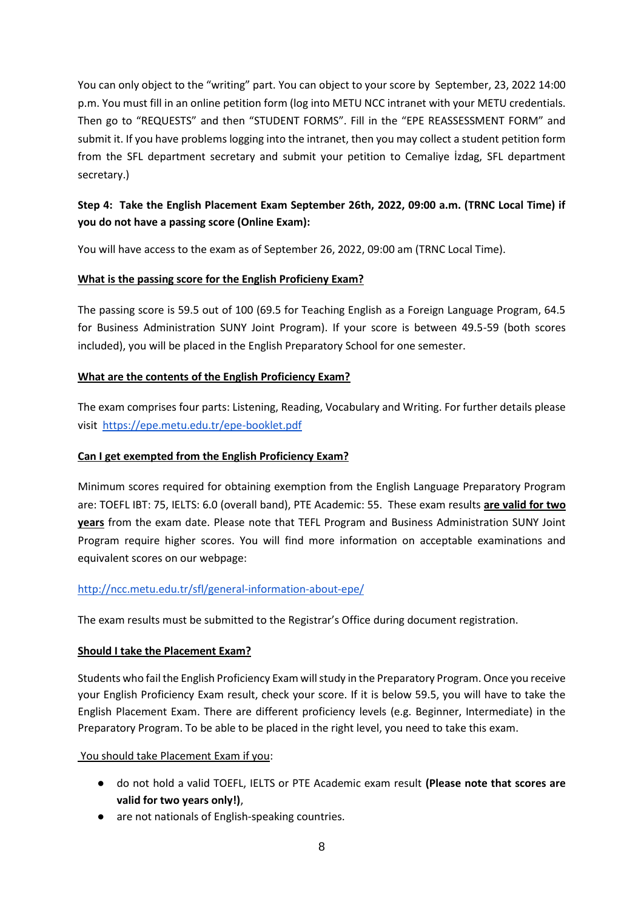You can only object to the "writing" part. You can object to your score by September, 23, 2022 14:00 p.m. You must fill in an online petition form (log into METU NCC intranet with your METU credentials. Then go to "REQUESTS" and then "STUDENT FORMS". Fill in the "EPE REASSESSMENT FORM" and submit it. If you have problems logging into the intranet, then you may collect a student petition form from the SFL department secretary and submit your petition to Cemaliye İzdag, SFL department secretary.)

**Step 4: Take the English Placement Exam September 26th, 2022, 09:00 a.m. (TRNC Local Time) if you do not have a passing score (Online Exam):**

You will have access to the exam as of September 26, 2022, 09:00 am (TRNC Local Time).

**<u>What is the passing score for the English Proficieny Exam?</u>**

The passing score is 59.5 out of 100 (69.5 for Teaching English as a Foreign Language Program, 64.5 for Business Administration SUNY Joint Program). If your score is between 49.5-59 (both scores included), you will be placed in the English Preparatory School for one semester.

**<u>What are the contents of the English Proficiency Exam?</u>**

The exam comprises four parts: Listening, Reading, Vocabulary and Writing. For further details please visit [https://epe.metu.edu.tr/epe-booklet.pdf](https://epe.metu.edu.tr/epe-booklet.pdf)

**<u>Can I get exempted from the English Proficiency Exam?</u>**

Minimum scores required for obtaining exemption from the English Language Preparatory Program are: TOEFL IBT: 75, IELTS: 6.0 (overall band), PTE Academic: 55. These exam results **<u>are valid for two years</u>** from the exam date. Please note that TEFL Program and Business Administration SUNY Joint Program require higher scores. You will find more information on acceptable examinations and equivalent scores on our webpage:

[http://ncc.metu.edu.tr/sfl/general-information-about-epe/](http://ncc.metu.edu.tr/sfl/general-information-about-epe/)

The exam results must be submitted to the Registrar's Office during document registration.

**<u>Should I take the Placement Exam?</u>**

Students who fail the English Proficiency Exam will study in the Preparatory Program. Once you receive your English Proficiency Exam result, check your score. If it is below 59.5, you will have to take the English Placement Exam. There are different proficiency levels (e.g. Beginner, Intermediate) in the Preparatory Program. To be able to be placed in the right level, you need to take this exam.

<u>You should take Placement Exam if you</u>:

- do not hold a valid TOEFL, IELTS or PTE Academic exam result **(Please note that scores are valid for two years only!)**,
- are not nationals of English-speaking countries.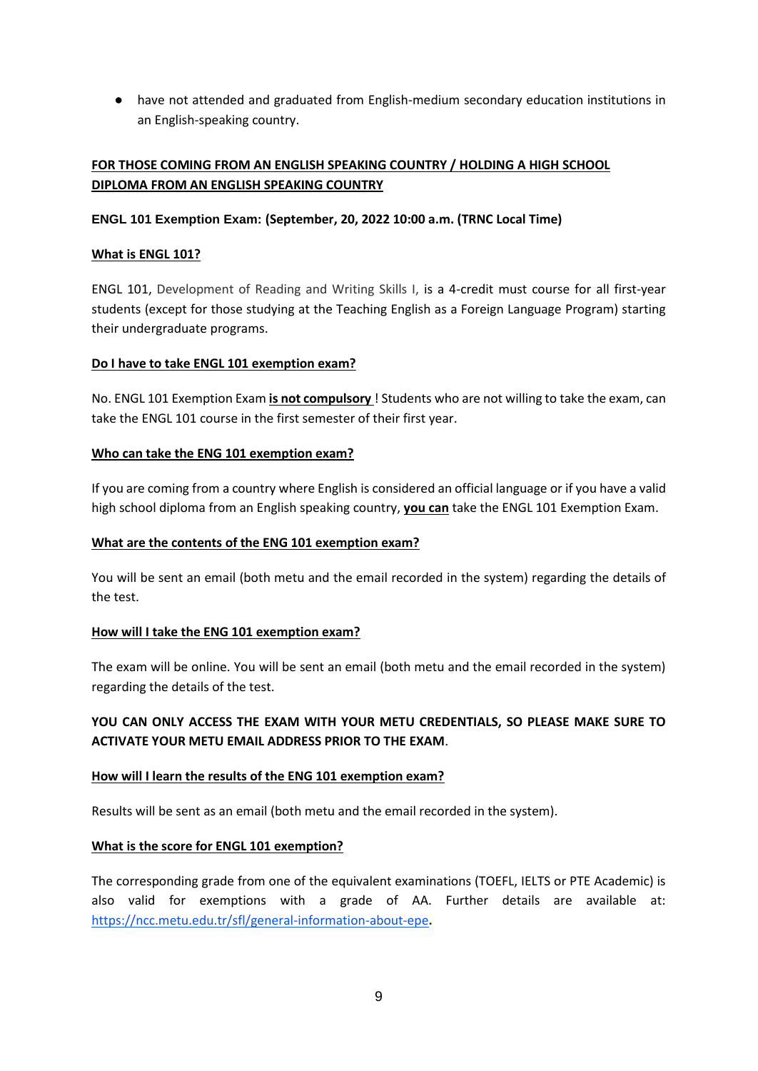- have not attended and graduated from English-medium secondary education institutions in an English-speaking country.

## FOR THOSE COMING FROM AN ENGLISH SPEAKING COUNTRY / HOLDING A HIGH SCHOOL DIPLOMA FROM AN ENGLISH SPEAKING COUNTRY

**ENGL 101 Exemption Exam: (September, 20, 2022 10:00 a.m. (TRNC Local Time)**

### What is ENGL 101?

ENGL 101, Development of Reading and Writing Skills I, is a 4-credit must course for all first-year students (except for those studying at the Teaching English as a Foreign Language Program) starting their undergraduate programs.

### Do I have to take ENGL 101 exemption exam?

No. ENGL 101 Exemption Exam **is not compulsory** ! Students who are not willing to take the exam, can take the ENGL 101 course in the first semester of their first year.

### Who can take the ENG 101 exemption exam?

If you are coming from a country where English is considered an official language or if you have a valid high school diploma from an English speaking country, **you can** take the ENGL 101 Exemption Exam.

### What are the contents of the ENG 101 exemption exam?

You will be sent an email (both metu and the email recorded in the system) regarding the details of the test.

### How will I take the ENG 101 exemption exam?

The exam will be online. You will be sent an email (both metu and the email recorded in the system) regarding the details of the test.

**YOU CAN ONLY ACCESS THE EXAM WITH YOUR METU CREDENTIALS, SO PLEASE MAKE SURE TO ACTIVATE YOUR METU EMAIL ADDRESS PRIOR TO THE EXAM**.

### How will I learn the results of the ENG 101 exemption exam?

Results will be sent as an email (both metu and the email recorded in the system).

### What is the score for ENGL 101 exemption?

The corresponding grade from one of the equivalent examinations (TOEFL, IELTS or PTE Academic) is also valid for exemptions with a grade of AA. Further details are available at: [https://ncc.metu.edu.tr/sfl/general-information-about-epe](https://ncc.metu.edu.tr/sfl/general-information-about-epe).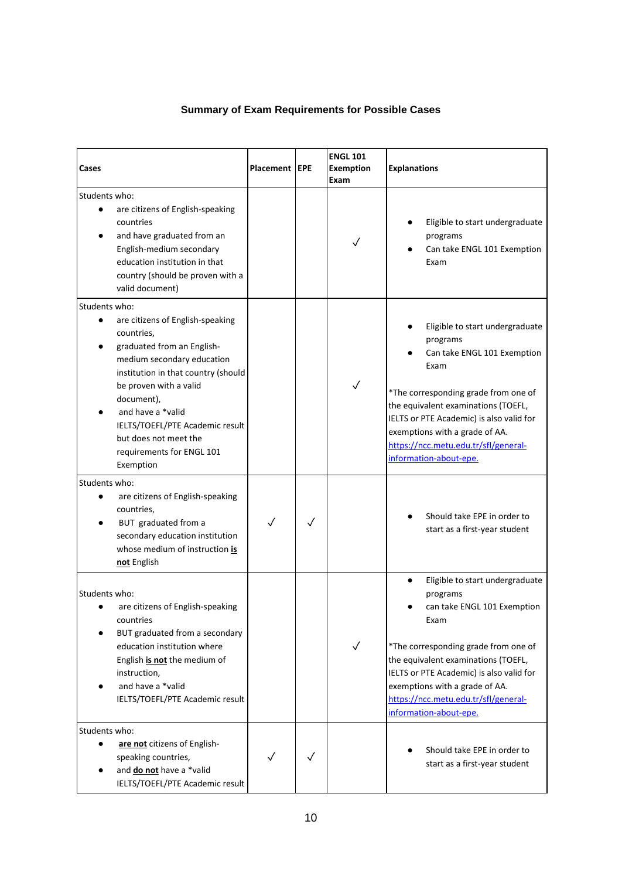### Summary of Exam Requirements for Possible Cases

| Cases | Placement | EPE | ENGL 101 Exemption Exam | Explanations |
|---|---|---|---|---|
| Students who:<br>• are citizens of English-speaking countries<br>• and have graduated from an English-medium secondary education institution in that country (should be proven with a valid document) | | | ✓ | • Eligible to start undergraduate programs<br>• Can take ENGL 101 Exemption Exam |
| Students who:<br>• are citizens of English-speaking countries,<br>• graduated from an English-medium secondary education institution in that country (should be proven with a valid document),<br>• and have a *valid IELTS/TOEFL/PTE Academic result but does not meet the requirements for ENGL 101 Exemption | | | ✓ | • Eligible to start undergraduate programs<br>• Can take ENGL 101 Exemption Exam<br><br>*The corresponding grade from one of the equivalent examinations (TOEFL, IELTS or PTE Academic) is also valid for exemptions with a grade of AA. https://ncc.metu.edu.tr/sfl/general-information-about-epe. |
| Students who:<br>• are citizens of English-speaking countries,<br>• BUT graduated from a secondary education institution whose medium of instruction **is not** English | ✓ | ✓ | | • Should take EPE in order to start as a first-year student |
| Students who:<br>• are citizens of English-speaking countries<br>• BUT graduated from a secondary education institution where English **is not** the medium of instruction,<br>• and have a *valid IELTS/TOEFL/PTE Academic result | | | ✓ | • Eligible to start undergraduate programs<br>• can take ENGL 101 Exemption Exam<br><br>*The corresponding grade from one of the equivalent examinations (TOEFL, IELTS or PTE Academic) is also valid for exemptions with a grade of AA. https://ncc.metu.edu.tr/sfl/general-information-about-epe. |
| Students who:<br>• **are not** citizens of English-speaking countries,<br>• and **do not** have a *valid IELTS/TOEFL/PTE Academic result | ✓ | ✓ | | • Should take EPE in order to start as a first-year student |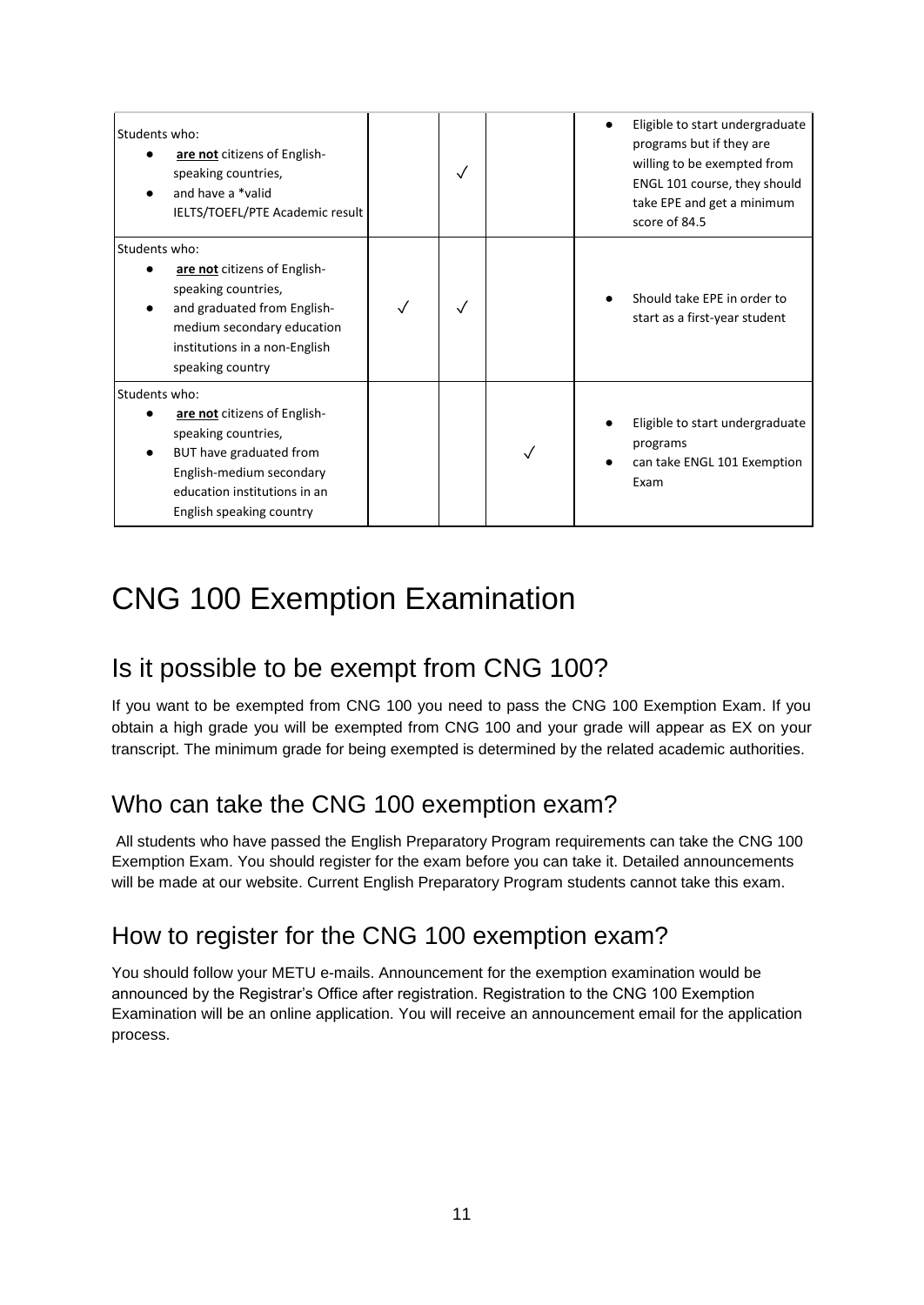| Students | | | | |
|---|---|---|---|---|
| Students who:<br>● **are not** citizens of English-speaking countries,<br>● and have a *valid IELTS/TOEFL/PTE Academic result | | ✓ | | ● Eligible to start undergraduate programs but if they are willing to be exempted from ENGL 101 course, they should take EPE and get a minimum score of 84.5 |
| Students who:<br>● **are not** citizens of English-speaking countries,<br>● and graduated from English-medium secondary education institutions in a non-English speaking country | ✓ | ✓ | | ● Should take EPE in order to start as a first-year student |
| Students who:<br>● **are not** citizens of English-speaking countries,<br>● BUT have graduated from English-medium secondary education institutions in an English speaking country | | | ✓ | ● Eligible to start undergraduate programs<br>● can take ENGL 101 Exemption Exam |

# CNG 100 Exemption Examination

## Is it possible to be exempt from CNG 100?

If you want to be exempted from CNG 100 you need to pass the CNG 100 Exemption Exam. If you obtain a high grade you will be exempted from CNG 100 and your grade will appear as EX on your transcript. The minimum grade for being exempted is determined by the related academic authorities.

## Who can take the CNG 100 exemption exam?

All students who have passed the English Preparatory Program requirements can take the CNG 100 Exemption Exam. You should register for the exam before you can take it. Detailed announcements will be made at our website. Current English Preparatory Program students cannot take this exam.

## How to register for the CNG 100 exemption exam?

You should follow your METU e-mails. Announcement for the exemption examination would be announced by the Registrar's Office after registration. Registration to the CNG 100 Exemption Examination will be an online application. You will receive an announcement email for the application process.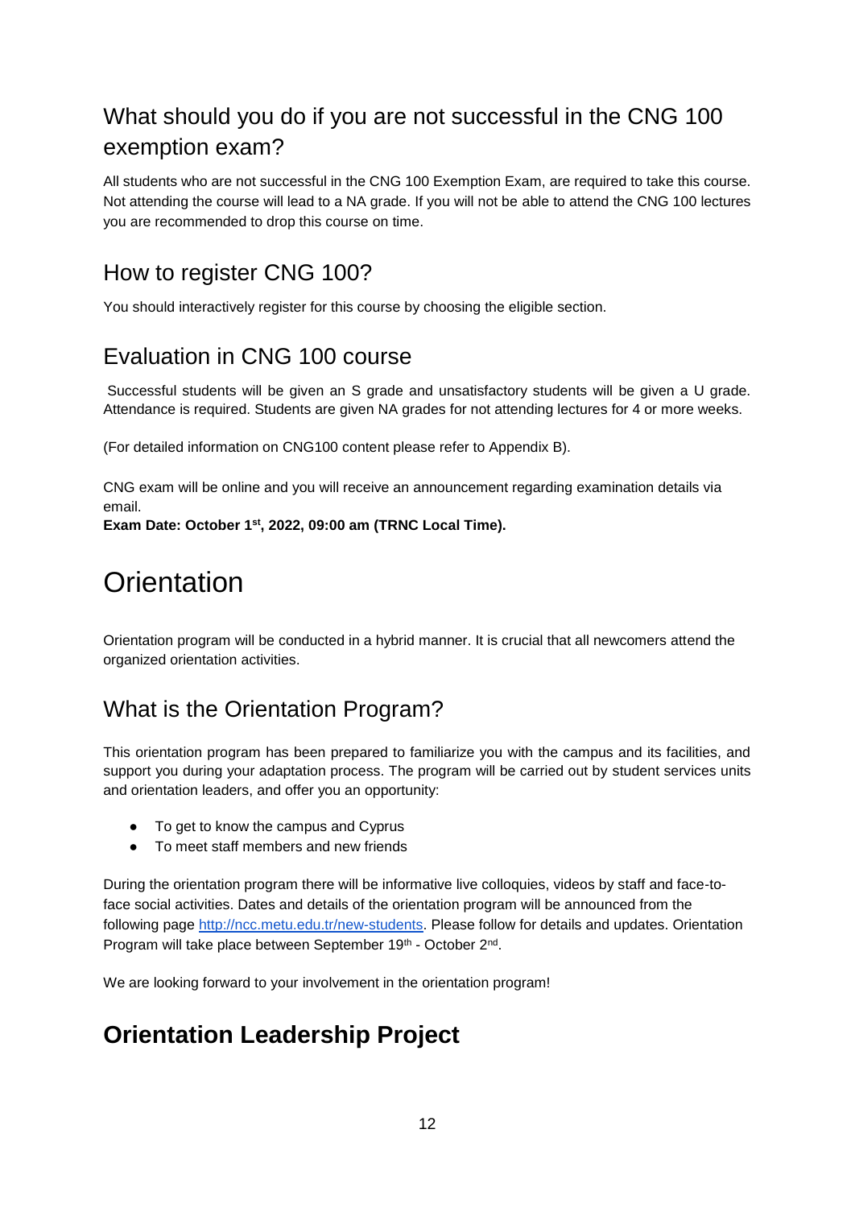## What should you do if you are not successful in the CNG 100 exemption exam?

All students who are not successful in the CNG 100 Exemption Exam, are required to take this course. Not attending the course will lead to a NA grade. If you will not be able to attend the CNG 100 lectures you are recommended to drop this course on time.

## How to register CNG 100?

You should interactively register for this course by choosing the eligible section.

## Evaluation in CNG 100 course

Successful students will be given an S grade and unsatisfactory students will be given a U grade. Attendance is required. Students are given NA grades for not attending lectures for 4 or more weeks.

(For detailed information on CNG100 content please refer to Appendix B).

CNG exam will be online and you will receive an announcement regarding examination details via email.

**Exam Date: October 1st, 2022, 09:00 am (TRNC Local Time).**

# Orientation

Orientation program will be conducted in a hybrid manner. It is crucial that all newcomers attend the organized orientation activities.

## What is the Orientation Program?

This orientation program has been prepared to familiarize you with the campus and its facilities, and support you during your adaptation process. The program will be carried out by student services units and orientation leaders, and offer you an opportunity:

- To get to know the campus and Cyprus
- To meet staff members and new friends

During the orientation program there will be informative live colloquies, videos by staff and face-to-face social activities. Dates and details of the orientation program will be announced from the following page [http://ncc.metu.edu.tr/new-students](http://ncc.metu.edu.tr/new-students). Please follow for details and updates. Orientation Program will take place between September 19th - October 2nd.

We are looking forward to your involvement in the orientation program!

## **Orientation Leadership Project**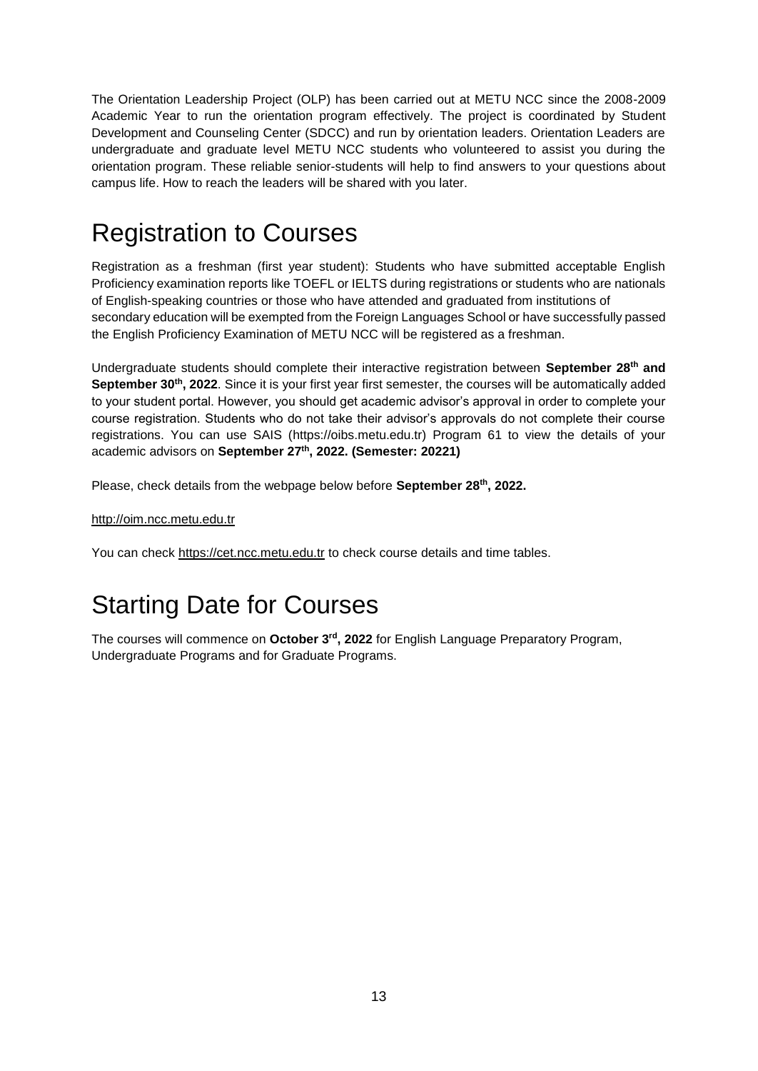The Orientation Leadership Project (OLP) has been carried out at METU NCC since the 2008-2009 Academic Year to run the orientation program effectively. The project is coordinated by Student Development and Counseling Center (SDCC) and run by orientation leaders. Orientation Leaders are undergraduate and graduate level METU NCC students who volunteered to assist you during the orientation program. These reliable senior-students will help to find answers to your questions about campus life. How to reach the leaders will be shared with you later.

# Registration to Courses

Registration as a freshman (first year student): Students who have submitted acceptable English Proficiency examination reports like TOEFL or IELTS during registrations or students who are nationals of English-speaking countries or those who have attended and graduated from institutions of secondary education will be exempted from the Foreign Languages School or have successfully passed the English Proficiency Examination of METU NCC will be registered as a freshman.

Undergraduate students should complete their interactive registration between **September 28th and September 30th, 2022**. Since it is your first year first semester, the courses will be automatically added to your student portal. However, you should get academic advisor's approval in order to complete your course registration. Students who do not take their advisor's approvals do not complete their course registrations. You can use SAIS (https://oibs.metu.edu.tr) Program 61 to view the details of your academic advisors on **September 27th, 2022. (Semester: 20221)**

Please, check details from the webpage below before **September 28th, 2022.**

http://oim.ncc.metu.edu.tr

You can check https://cet.ncc.metu.edu.tr to check course details and time tables.

# Starting Date for Courses

The courses will commence on **October 3rd, 2022** for English Language Preparatory Program, Undergraduate Programs and for Graduate Programs.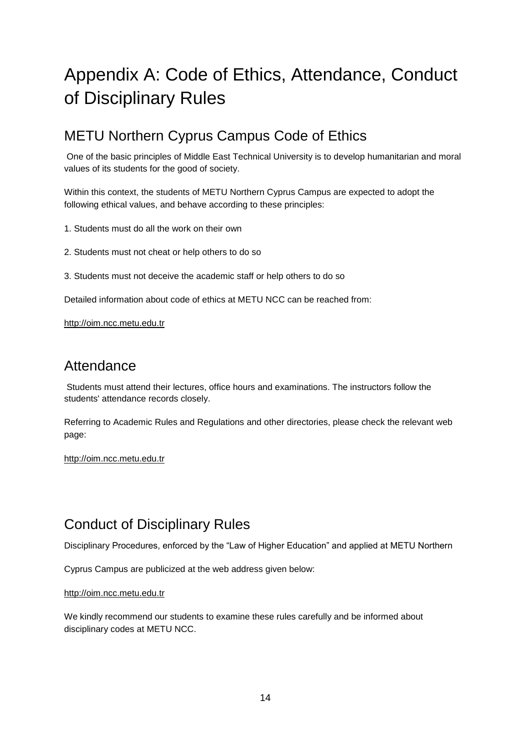# Appendix A: Code of Ethics, Attendance, Conduct of Disciplinary Rules

## METU Northern Cyprus Campus Code of Ethics

One of the basic principles of Middle East Technical University is to develop humanitarian and moral values of its students for the good of society.

Within this context, the students of METU Northern Cyprus Campus are expected to adopt the following ethical values, and behave according to these principles:

1. Students must do all the work on their own

2. Students must not cheat or help others to do so

3. Students must not deceive the academic staff or help others to do so

Detailed information about code of ethics at METU NCC can be reached from:

http://oim.ncc.metu.edu.tr

## Attendance

Students must attend their lectures, office hours and examinations. The instructors follow the students' attendance records closely.

Referring to Academic Rules and Regulations and other directories, please check the relevant web page:

http://oim.ncc.metu.edu.tr

## Conduct of Disciplinary Rules

Disciplinary Procedures, enforced by the "Law of Higher Education" and applied at METU Northern Cyprus Campus are publicized at the web address given below:

http://oim.ncc.metu.edu.tr

We kindly recommend our students to examine these rules carefully and be informed about disciplinary codes at METU NCC.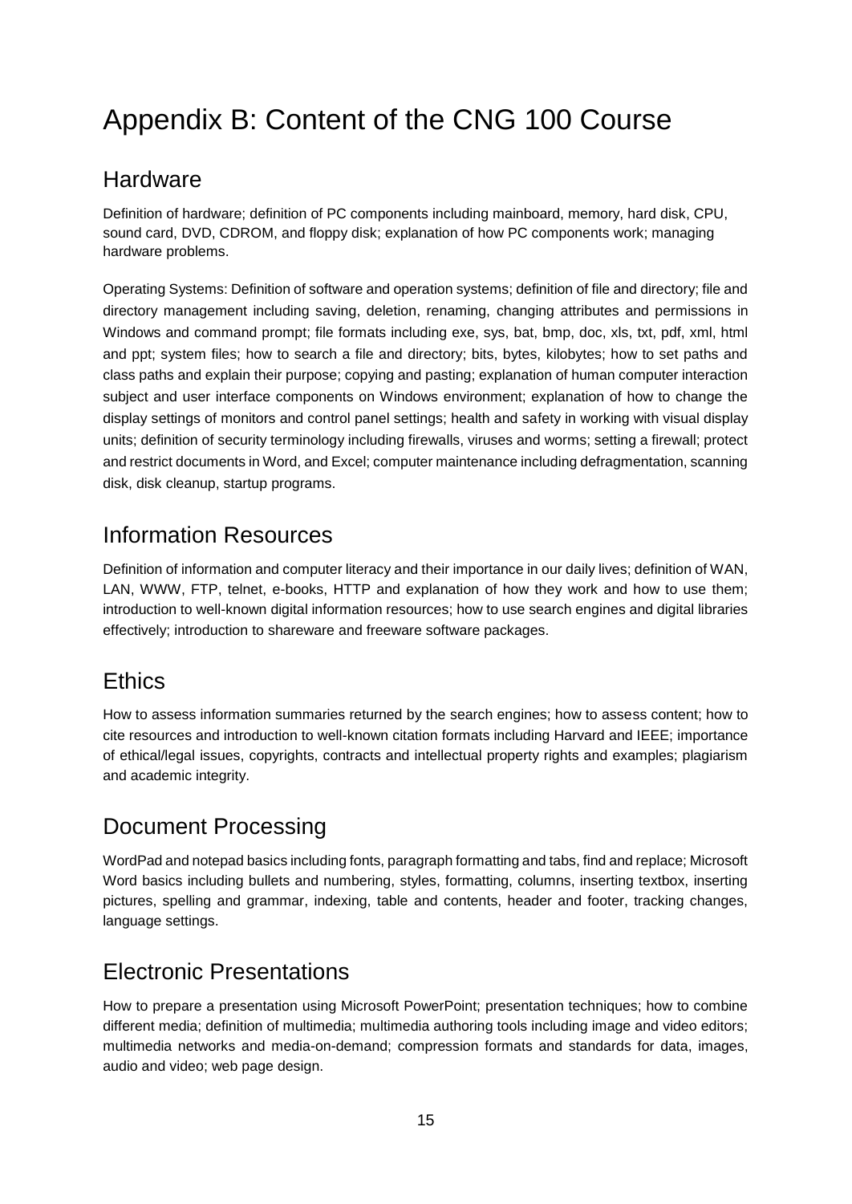# Appendix B: Content of the CNG 100 Course

## Hardware

Definition of hardware; definition of PC components including mainboard, memory, hard disk, CPU, sound card, DVD, CDROM, and floppy disk; explanation of how PC components work; managing hardware problems.

Operating Systems: Definition of software and operation systems; definition of file and directory; file and directory management including saving, deletion, renaming, changing attributes and permissions in Windows and command prompt; file formats including exe, sys, bat, bmp, doc, xls, txt, pdf, xml, html and ppt; system files; how to search a file and directory; bits, bytes, kilobytes; how to set paths and class paths and explain their purpose; copying and pasting; explanation of human computer interaction subject and user interface components on Windows environment; explanation of how to change the display settings of monitors and control panel settings; health and safety in working with visual display units; definition of security terminology including firewalls, viruses and worms; setting a firewall; protect and restrict documents in Word, and Excel; computer maintenance including defragmentation, scanning disk, disk cleanup, startup programs.

## Information Resources

Definition of information and computer literacy and their importance in our daily lives; definition of WAN, LAN, WWW, FTP, telnet, e-books, HTTP and explanation of how they work and how to use them; introduction to well-known digital information resources; how to use search engines and digital libraries effectively; introduction to shareware and freeware software packages.

## Ethics

How to assess information summaries returned by the search engines; how to assess content; how to cite resources and introduction to well-known citation formats including Harvard and IEEE; importance of ethical/legal issues, copyrights, contracts and intellectual property rights and examples; plagiarism and academic integrity.

## Document Processing

WordPad and notepad basics including fonts, paragraph formatting and tabs, find and replace; Microsoft Word basics including bullets and numbering, styles, formatting, columns, inserting textbox, inserting pictures, spelling and grammar, indexing, table and contents, header and footer, tracking changes, language settings.

## Electronic Presentations

How to prepare a presentation using Microsoft PowerPoint; presentation techniques; how to combine different media; definition of multimedia; multimedia authoring tools including image and video editors; multimedia networks and media-on-demand; compression formats and standards for data, images, audio and video; web page design.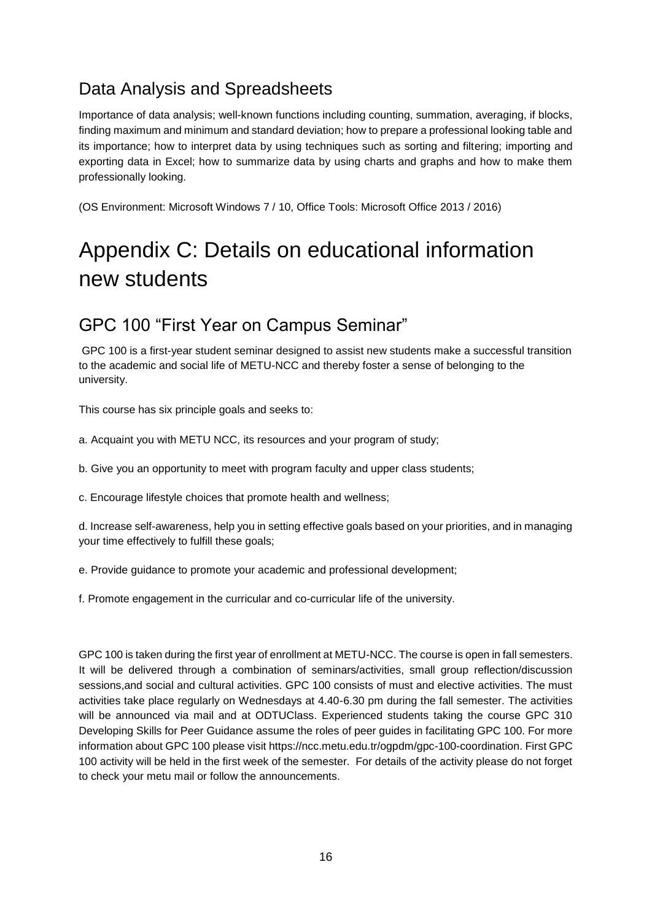## Data Analysis and Spreadsheets

Importance of data analysis; well-known functions including counting, summation, averaging, if blocks, finding maximum and minimum and standard deviation; how to prepare a professional looking table and its importance; how to interpret data by using techniques such as sorting and filtering; importing and exporting data in Excel; how to summarize data by using charts and graphs and how to make them professionally looking.

(OS Environment: Microsoft Windows 7 / 10, Office Tools: Microsoft Office 2013 / 2016)

# Appendix C: Details on educational information new students

## GPC 100 "First Year on Campus Seminar"

GPC 100 is a first-year student seminar designed to assist new students make a successful transition to the academic and social life of METU-NCC and thereby foster a sense of belonging to the university.

This course has six principle goals and seeks to:

a. Acquaint you with METU NCC, its resources and your program of study;

b. Give you an opportunity to meet with program faculty and upper class students;

c. Encourage lifestyle choices that promote health and wellness;

d. Increase self-awareness, help you in setting effective goals based on your priorities, and in managing your time effectively to fulfill these goals;

e. Provide guidance to promote your academic and professional development;

f. Promote engagement in the curricular and co-curricular life of the university.

GPC 100 is taken during the first year of enrollment at METU-NCC. The course is open in fall semesters. It will be delivered through a combination of seminars/activities, small group reflection/discussion sessions,and social and cultural activities. GPC 100 consists of must and elective activities. The must activities take place regularly on Wednesdays at 4.40-6.30 pm during the fall semester. The activities will be announced via mail and at ODTUClass. Experienced students taking the course GPC 310 Developing Skills for Peer Guidance assume the roles of peer guides in facilitating GPC 100. For more information about GPC 100 please visit https://ncc.metu.edu.tr/ogpdm/gpc-100-coordination. First GPC 100 activity will be held in the first week of the semester. For details of the activity please do not forget to check your metu mail or follow the announcements.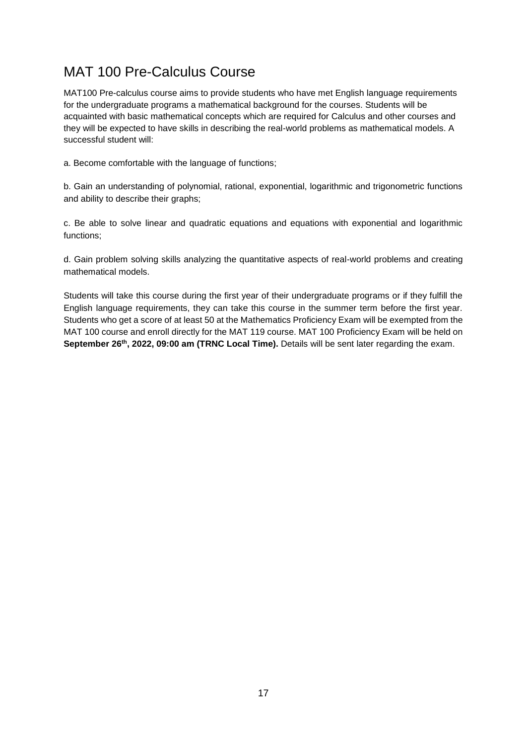# MAT 100 Pre-Calculus Course

MAT100 Pre-calculus course aims to provide students who have met English language requirements for the undergraduate programs a mathematical background for the courses. Students will be acquainted with basic mathematical concepts which are required for Calculus and other courses and they will be expected to have skills in describing the real-world problems as mathematical models. A successful student will:

a. Become comfortable with the language of functions;

b. Gain an understanding of polynomial, rational, exponential, logarithmic and trigonometric functions and ability to describe their graphs;

c. Be able to solve linear and quadratic equations and equations with exponential and logarithmic functions;

d. Gain problem solving skills analyzing the quantitative aspects of real-world problems and creating mathematical models.

Students will take this course during the first year of their undergraduate programs or if they fulfill the English language requirements, they can take this course in the summer term before the first year. Students who get a score of at least 50 at the Mathematics Proficiency Exam will be exempted from the MAT 100 course and enroll directly for the MAT 119 course. MAT 100 Proficiency Exam will be held on **September 26th, 2022, 09:00 am (TRNC Local Time).** Details will be sent later regarding the exam.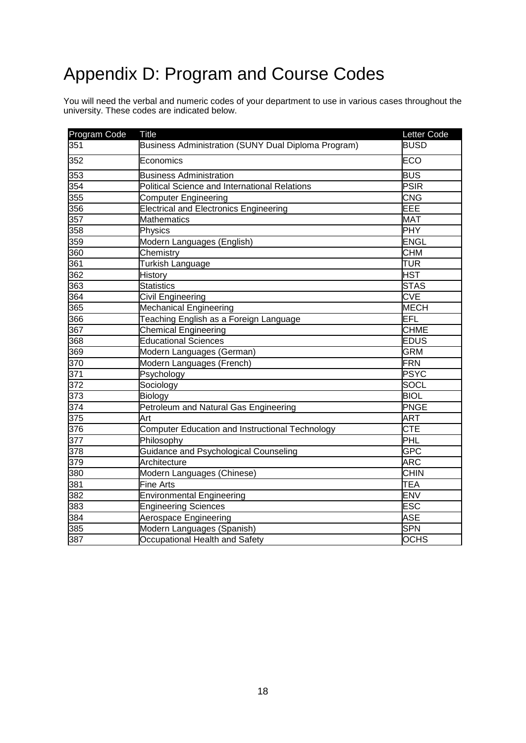# Appendix D: Program and Course Codes

You will need the verbal and numeric codes of your department to use in various cases throughout the university. These codes are indicated below.

| Program Code | Title | Letter Code |
|---|---|---|
| 351 | Business Administration (SUNY Dual Diploma Program) | BUSD |
| 352 | Economics | ECO |
| 353 | Business Administration | BUS |
| 354 | Political Science and International Relations | PSIR |
| 355 | Computer Engineering | CNG |
| 356 | Electrical and Electronics Engineering | EEE |
| 357 | Mathematics | MAT |
| 358 | Physics | PHY |
| 359 | Modern Languages (English) | ENGL |
| 360 | Chemistry | CHM |
| 361 | Turkish Language | TUR |
| 362 | History | HST |
| 363 | Statistics | STAS |
| 364 | Civil Engineering | CVE |
| 365 | Mechanical Engineering | MECH |
| 366 | Teaching English as a Foreign Language | EFL |
| 367 | Chemical Engineering | CHME |
| 368 | Educational Sciences | EDUS |
| 369 | Modern Languages (German) | GRM |
| 370 | Modern Languages (French) | FRN |
| 371 | Psychology | PSYC |
| 372 | Sociology | SOCL |
| 373 | Biology | BIOL |
| 374 | Petroleum and Natural Gas Engineering | PNGE |
| 375 | Art | ART |
| 376 | Computer Education and Instructional Technology | CTE |
| 377 | Philosophy | PHL |
| 378 | Guidance and Psychological Counseling | GPC |
| 379 | Architecture | ARC |
| 380 | Modern Languages (Chinese) | CHIN |
| 381 | Fine Arts | TEA |
| 382 | Environmental Engineering | ENV |
| 383 | Engineering Sciences | ESC |
| 384 | Aerospace Engineering | ASE |
| 385 | Modern Languages (Spanish) | SPN |
| 387 | Occupational Health and Safety | OCHS |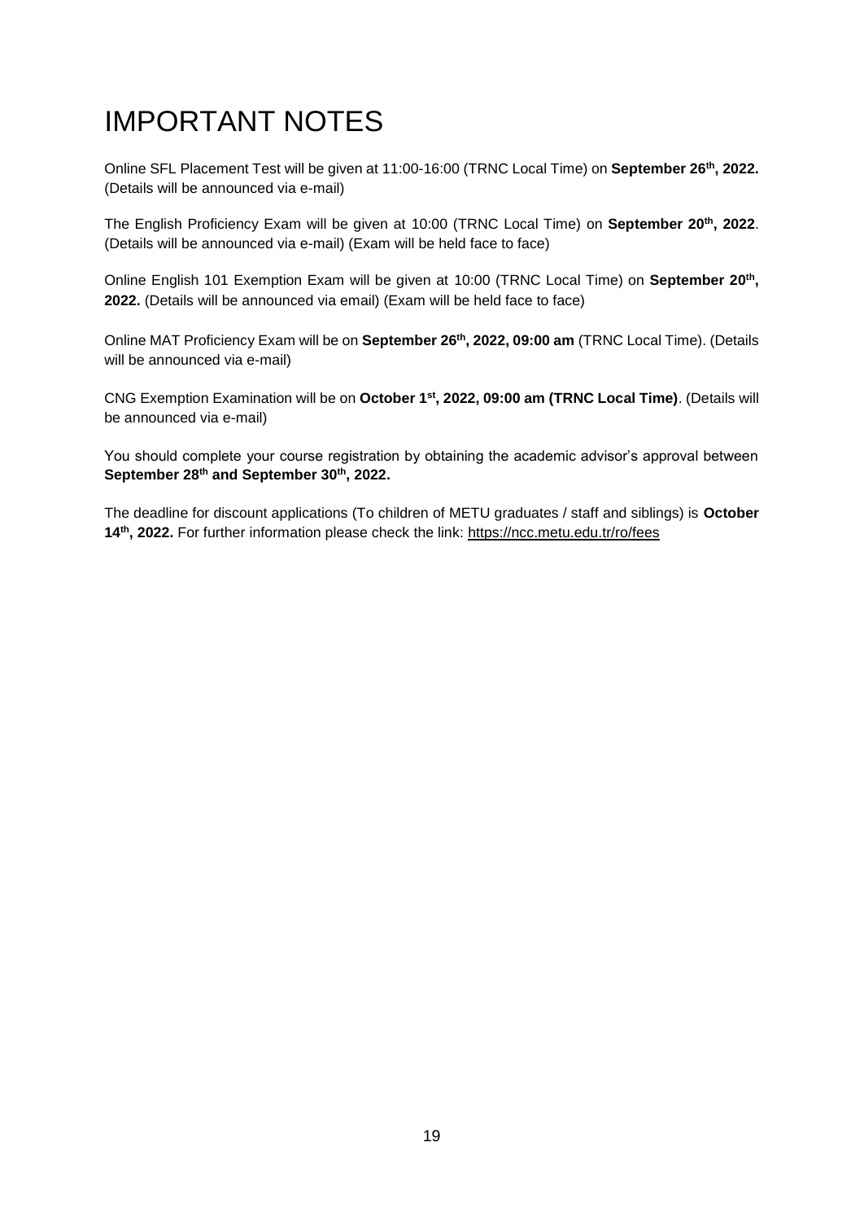# IMPORTANT NOTES

Online SFL Placement Test will be given at 11:00-16:00 (TRNC Local Time) on **September 26th, 2022.** (Details will be announced via e-mail)

The English Proficiency Exam will be given at 10:00 (TRNC Local Time) on **September 20th, 2022**. (Details will be announced via e-mail) (Exam will be held face to face)

Online English 101 Exemption Exam will be given at 10:00 (TRNC Local Time) on **September 20th, 2022.** (Details will be announced via email) (Exam will be held face to face)

Online MAT Proficiency Exam will be on **September 26th, 2022, 09:00 am** (TRNC Local Time). (Details will be announced via e-mail)

CNG Exemption Examination will be on **October 1st, 2022, 09:00 am (TRNC Local Time)**. (Details will be announced via e-mail)

You should complete your course registration by obtaining the academic advisor's approval between **September 28th and September 30th, 2022.**

The deadline for discount applications (To children of METU graduates / staff and siblings) is **October 14th, 2022.** For further information please check the link: https://ncc.metu.edu.tr/ro/fees